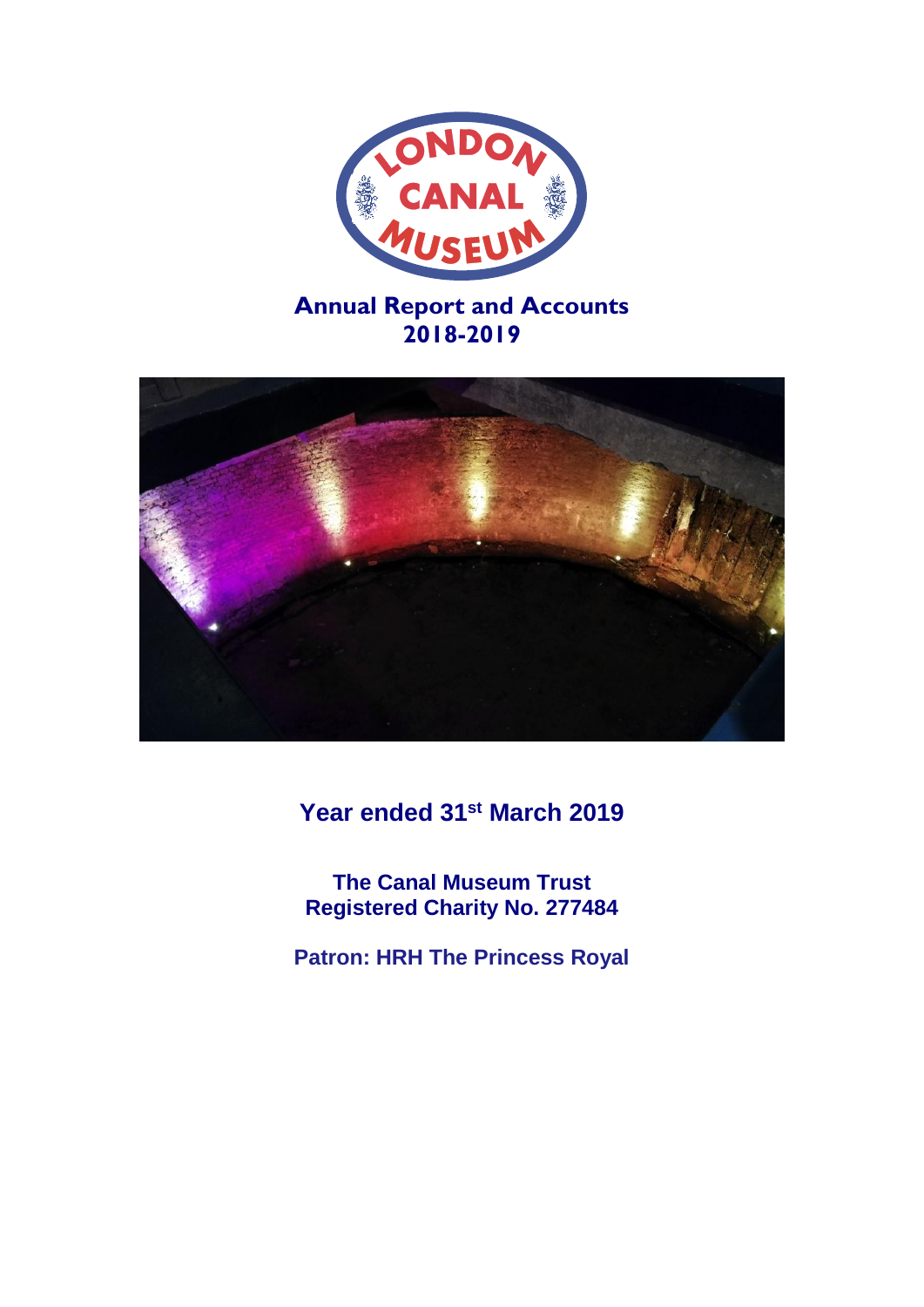# Annual Report and Accounts 2018-2019

## Year ended 31st March 2019

**The Canal Museum Trust**
**Registered Charity No. 277484**

**Patron: HRH The Princess Royal**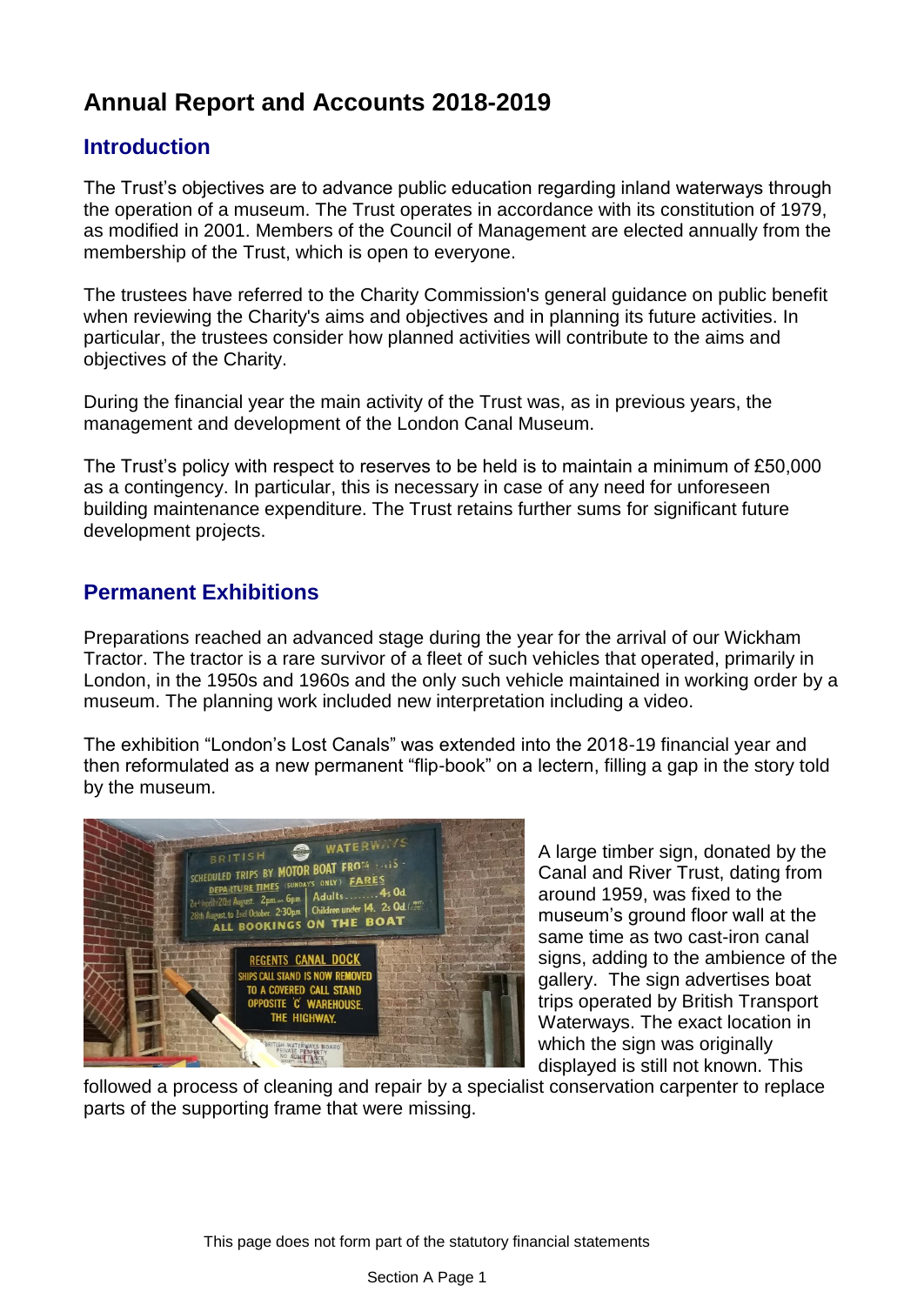# Annual Report and Accounts 2018-2019

## Introduction

The Trust's objectives are to advance public education regarding inland waterways through the operation of a museum. The Trust operates in accordance with its constitution of 1979, as modified in 2001. Members of the Council of Management are elected annually from the membership of the Trust, which is open to everyone.

The trustees have referred to the Charity Commission's general guidance on public benefit when reviewing the Charity's aims and objectives and in planning its future activities. In particular, the trustees consider how planned activities will contribute to the aims and objectives of the Charity.

During the financial year the main activity of the Trust was, as in previous years, the management and development of the London Canal Museum.

The Trust's policy with respect to reserves to be held is to maintain a minimum of £50,000 as a contingency. In particular, this is necessary in case of any need for unforeseen building maintenance expenditure. The Trust retains further sums for significant future development projects.

## Permanent Exhibitions

Preparations reached an advanced stage during the year for the arrival of our Wickham Tractor. The tractor is a rare survivor of a fleet of such vehicles that operated, primarily in London, in the 1950s and 1960s and the only such vehicle maintained in working order by a museum. The planning work included new interpretation including a video.

The exhibition "London's Lost Canals" was extended into the 2018-19 financial year and then reformulated as a new permanent "flip-book" on a lectern, filling a gap in the story told by the museum.

A large timber sign, donated by the Canal and River Trust, dating from around 1959, was fixed to the museum's ground floor wall at the same time as two cast-iron canal signs, adding to the ambience of the gallery. The sign advertises boat trips operated by British Transport Waterways. The exact location in which the sign was originally displayed is still not known. This followed a process of cleaning and repair by a specialist conservation carpenter to replace parts of the supporting frame that were missing.

This page does not form part of the statutory financial statements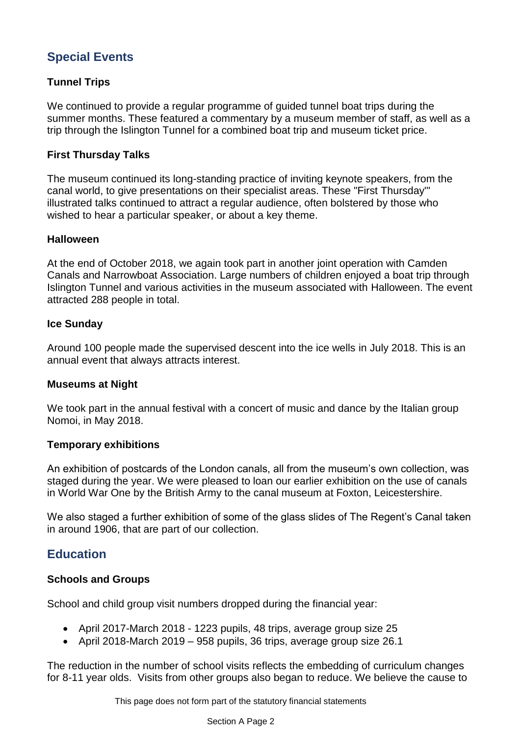## Special Events

### Tunnel Trips

We continued to provide a regular programme of guided tunnel boat trips during the summer months. These featured a commentary by a museum member of staff, as well as a trip through the Islington Tunnel for a combined boat trip and museum ticket price.

### First Thursday Talks

The museum continued its long-standing practice of inviting keynote speakers, from the canal world, to give presentations on their specialist areas. These "First Thursday'" illustrated talks continued to attract a regular audience, often bolstered by those who wished to hear a particular speaker, or about a key theme.

### Halloween

At the end of October 2018, we again took part in another joint operation with Camden Canals and Narrowboat Association. Large numbers of children enjoyed a boat trip through Islington Tunnel and various activities in the museum associated with Halloween. The event attracted 288 people in total.

### Ice Sunday

Around 100 people made the supervised descent into the ice wells in July 2018. This is an annual event that always attracts interest.

### Museums at Night

We took part in the annual festival with a concert of music and dance by the Italian group Nomoi, in May 2018.

### Temporary exhibitions

An exhibition of postcards of the London canals, all from the museum's own collection, was staged during the year. We were pleased to loan our earlier exhibition on the use of canals in World War One by the British Army to the canal museum at Foxton, Leicestershire.

We also staged a further exhibition of some of the glass slides of The Regent's Canal taken in around 1906, that are part of our collection.

## Education

### Schools and Groups

School and child group visit numbers dropped during the financial year:

- April 2017-March 2018 - 1223 pupils, 48 trips, average group size 25
- April 2018-March 2019 – 958 pupils, 36 trips, average group size 26.1

The reduction in the number of school visits reflects the embedding of curriculum changes for 8-11 year olds. Visits from other groups also began to reduce. We believe the cause to

This page does not form part of the statutory financial statements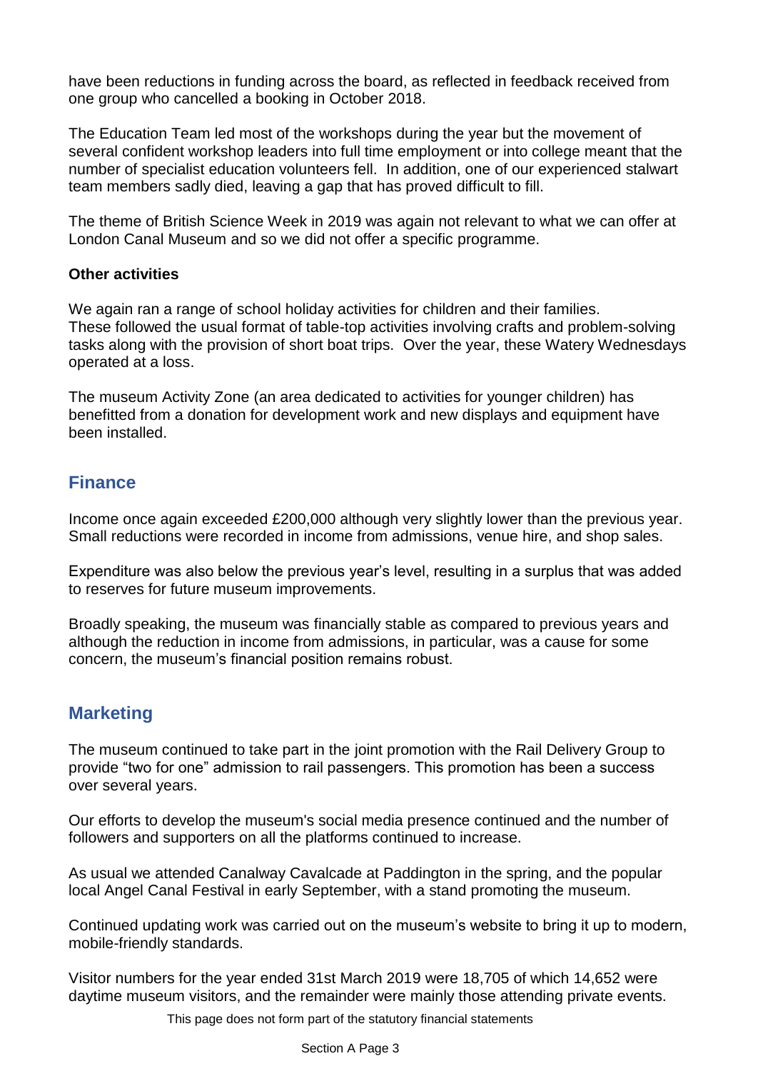have been reductions in funding across the board, as reflected in feedback received from one group who cancelled a booking in October 2018.

The Education Team led most of the workshops during the year but the movement of several confident workshop leaders into full time employment or into college meant that the number of specialist education volunteers fell. In addition, one of our experienced stalwart team members sadly died, leaving a gap that has proved difficult to fill.

The theme of British Science Week in 2019 was again not relevant to what we can offer at London Canal Museum and so we did not offer a specific programme.

**Other activities**

We again ran a range of school holiday activities for children and their families. These followed the usual format of table-top activities involving crafts and problem-solving tasks along with the provision of short boat trips. Over the year, these Watery Wednesdays operated at a loss.

The museum Activity Zone (an area dedicated to activities for younger children) has benefitted from a donation for development work and new displays and equipment have been installed.

## Finance

Income once again exceeded £200,000 although very slightly lower than the previous year. Small reductions were recorded in income from admissions, venue hire, and shop sales.

Expenditure was also below the previous year's level, resulting in a surplus that was added to reserves for future museum improvements.

Broadly speaking, the museum was financially stable as compared to previous years and although the reduction in income from admissions, in particular, was a cause for some concern, the museum's financial position remains robust.

## Marketing

The museum continued to take part in the joint promotion with the Rail Delivery Group to provide "two for one" admission to rail passengers. This promotion has been a success over several years.

Our efforts to develop the museum's social media presence continued and the number of followers and supporters on all the platforms continued to increase.

As usual we attended Canalway Cavalcade at Paddington in the spring, and the popular local Angel Canal Festival in early September, with a stand promoting the museum.

Continued updating work was carried out on the museum's website to bring it up to modern, mobile-friendly standards.

Visitor numbers for the year ended 31st March 2019 were 18,705 of which 14,652 were daytime museum visitors, and the remainder were mainly those attending private events.

This page does not form part of the statutory financial statements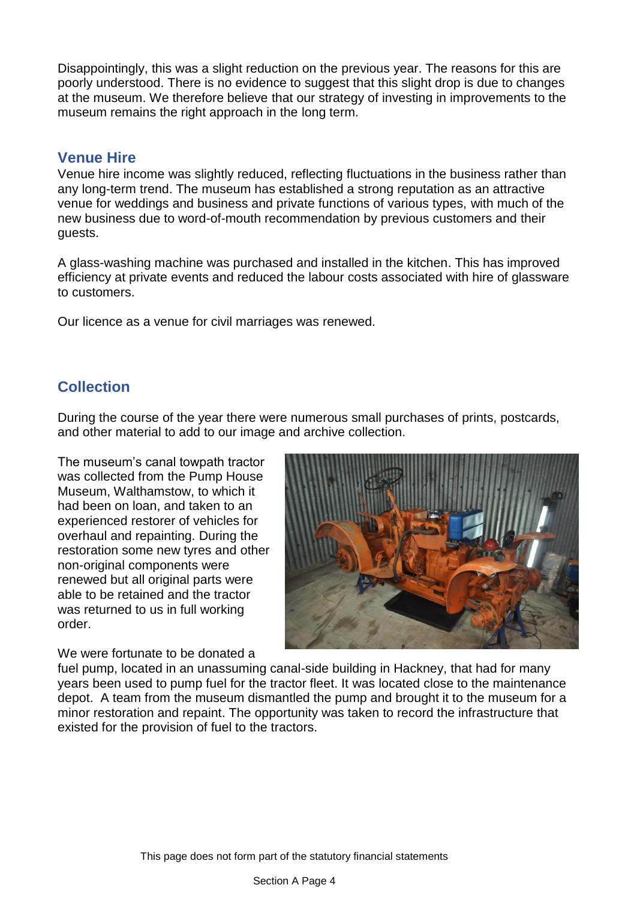Disappointingly, this was a slight reduction on the previous year. The reasons for this are poorly understood. There is no evidence to suggest that this slight drop is due to changes at the museum. We therefore believe that our strategy of investing in improvements to the museum remains the right approach in the long term.

## Venue Hire

Venue hire income was slightly reduced, reflecting fluctuations in the business rather than any long-term trend. The museum has established a strong reputation as an attractive venue for weddings and business and private functions of various types, with much of the new business due to word-of-mouth recommendation by previous customers and their guests.

A glass-washing machine was purchased and installed in the kitchen. This has improved efficiency at private events and reduced the labour costs associated with hire of glassware to customers.

Our licence as a venue for civil marriages was renewed.

## Collection

During the course of the year there were numerous small purchases of prints, postcards, and other material to add to our image and archive collection.

The museum's canal towpath tractor was collected from the Pump House Museum, Walthamstow, to which it had been on loan, and taken to an experienced restorer of vehicles for overhaul and repainting. During the restoration some new tyres and other non-original components were renewed but all original parts were able to be retained and the tractor was returned to us in full working order.

We were fortunate to be donated a fuel pump, located in an unassuming canal-side building in Hackney, that had for many years been used to pump fuel for the tractor fleet. It was located close to the maintenance depot. A team from the museum dismantled the pump and brought it to the museum for a minor restoration and repaint. The opportunity was taken to record the infrastructure that existed for the provision of fuel to the tractors.

This page does not form part of the statutory financial statements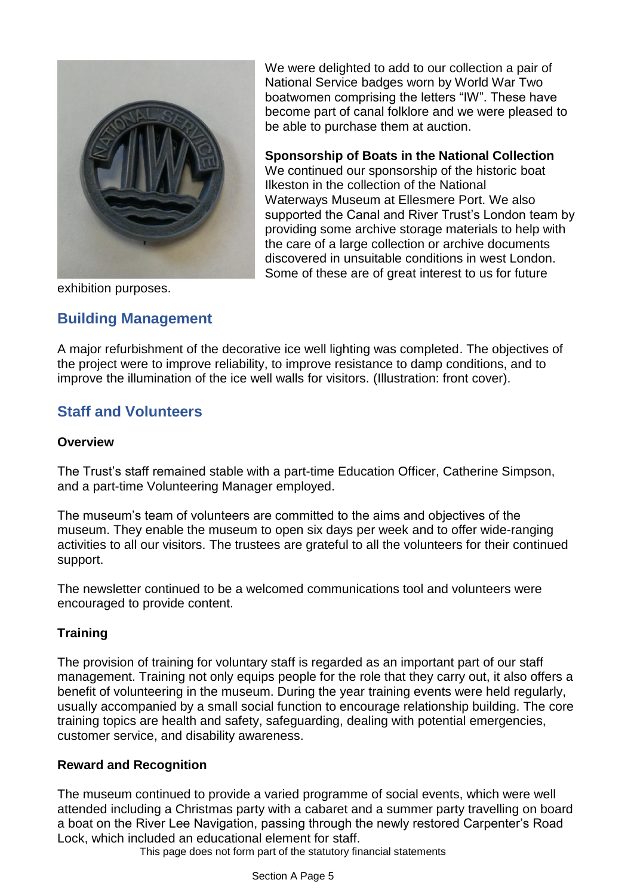We were delighted to add to our collection a pair of National Service badges worn by World War Two boatwomen comprising the letters "IW". These have become part of canal folklore and we were pleased to be able to purchase them at auction.

**Sponsorship of Boats in the National Collection**
We continued our sponsorship of the historic boat Ilkeston in the collection of the National Waterways Museum at Ellesmere Port. We also supported the Canal and River Trust's London team by providing some archive storage materials to help with the care of a large collection or archive documents discovered in unsuitable conditions in west London. Some of these are of great interest to us for future exhibition purposes.

## Building Management

A major refurbishment of the decorative ice well lighting was completed. The objectives of the project were to improve reliability, to improve resistance to damp conditions, and to improve the illumination of the ice well walls for visitors. (Illustration: front cover).

## Staff and Volunteers

### Overview

The Trust's staff remained stable with a part-time Education Officer, Catherine Simpson, and a part-time Volunteering Manager employed.

The museum's team of volunteers are committed to the aims and objectives of the museum. They enable the museum to open six days per week and to offer wide-ranging activities to all our visitors. The trustees are grateful to all the volunteers for their continued support.

The newsletter continued to be a welcomed communications tool and volunteers were encouraged to provide content.

### Training

The provision of training for voluntary staff is regarded as an important part of our staff management. Training not only equips people for the role that they carry out, it also offers a benefit of volunteering in the museum. During the year training events were held regularly, usually accompanied by a small social function to encourage relationship building. The core training topics are health and safety, safeguarding, dealing with potential emergencies, customer service, and disability awareness.

### Reward and Recognition

The museum continued to provide a varied programme of social events, which were well attended including a Christmas party with a cabaret and a summer party travelling on board a boat on the River Lee Navigation, passing through the newly restored Carpenter's Road Lock, which included an educational element for staff.

This page does not form part of the statutory financial statements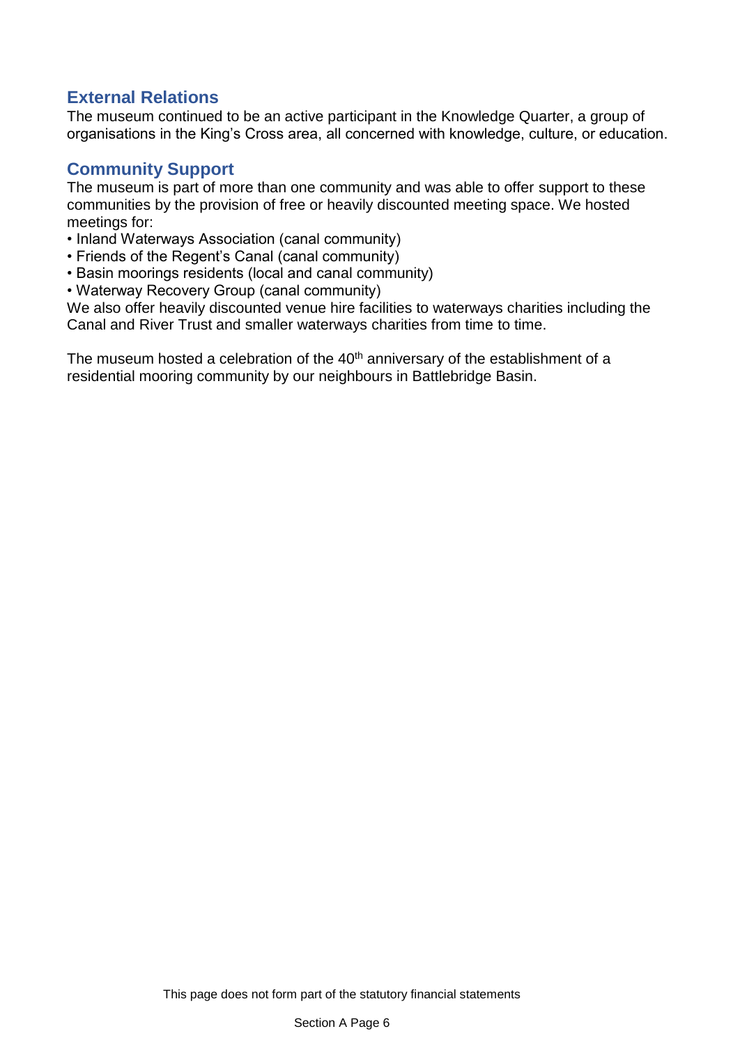## External Relations

The museum continued to be an active participant in the Knowledge Quarter, a group of organisations in the King's Cross area, all concerned with knowledge, culture, or education.

## Community Support

The museum is part of more than one community and was able to offer support to these communities by the provision of free or heavily discounted meeting space. We hosted meetings for:

- Inland Waterways Association (canal community)
- Friends of the Regent's Canal (canal community)
- Basin moorings residents (local and canal community)
- Waterway Recovery Group (canal community)

We also offer heavily discounted venue hire facilities to waterways charities including the Canal and River Trust and smaller waterways charities from time to time.

The museum hosted a celebration of the 40th anniversary of the establishment of a residential mooring community by our neighbours in Battlebridge Basin.

This page does not form part of the statutory financial statements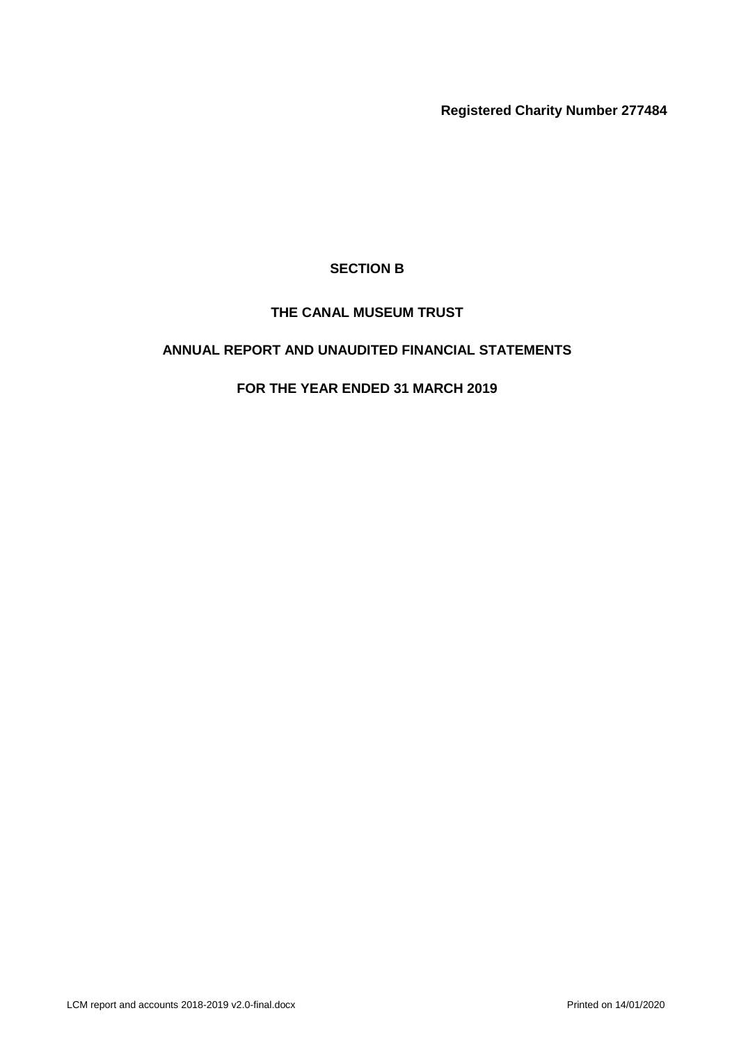**Registered Charity Number 277484**

**SECTION B**

**THE CANAL MUSEUM TRUST**

**ANNUAL REPORT AND UNAUDITED FINANCIAL STATEMENTS**

**FOR THE YEAR ENDED 31 MARCH 2019**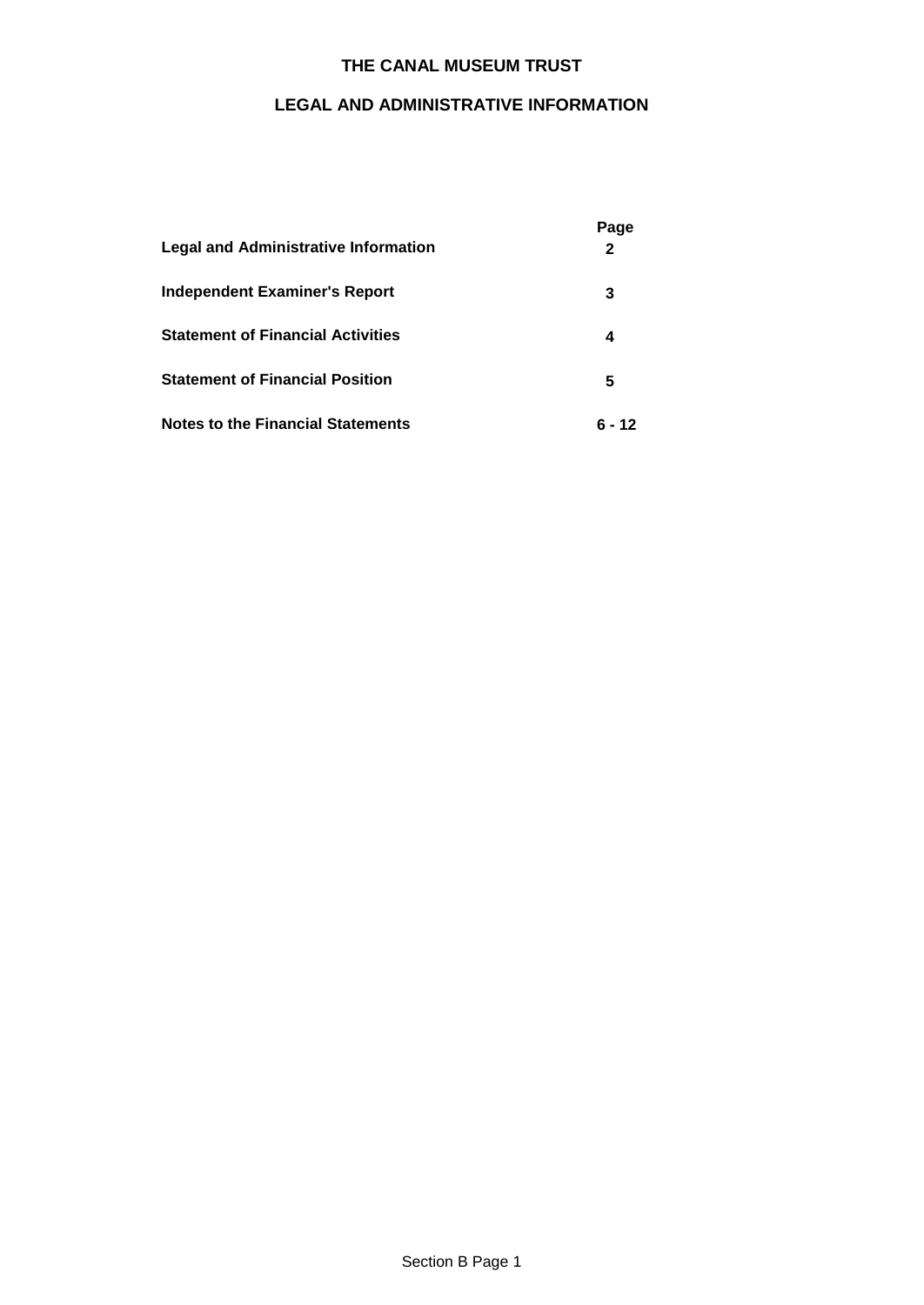# THE CANAL MUSEUM TRUST

## LEGAL AND ADMINISTRATIVE INFORMATION

| | Page |
|---|---|
| **Legal and Administrative Information** | **2** |
| **Independent Examiner's Report** | **3** |
| **Statement of Financial Activities** | **4** |
| **Statement of Financial Position** | **5** |
| **Notes to the Financial Statements** | **6 - 12** |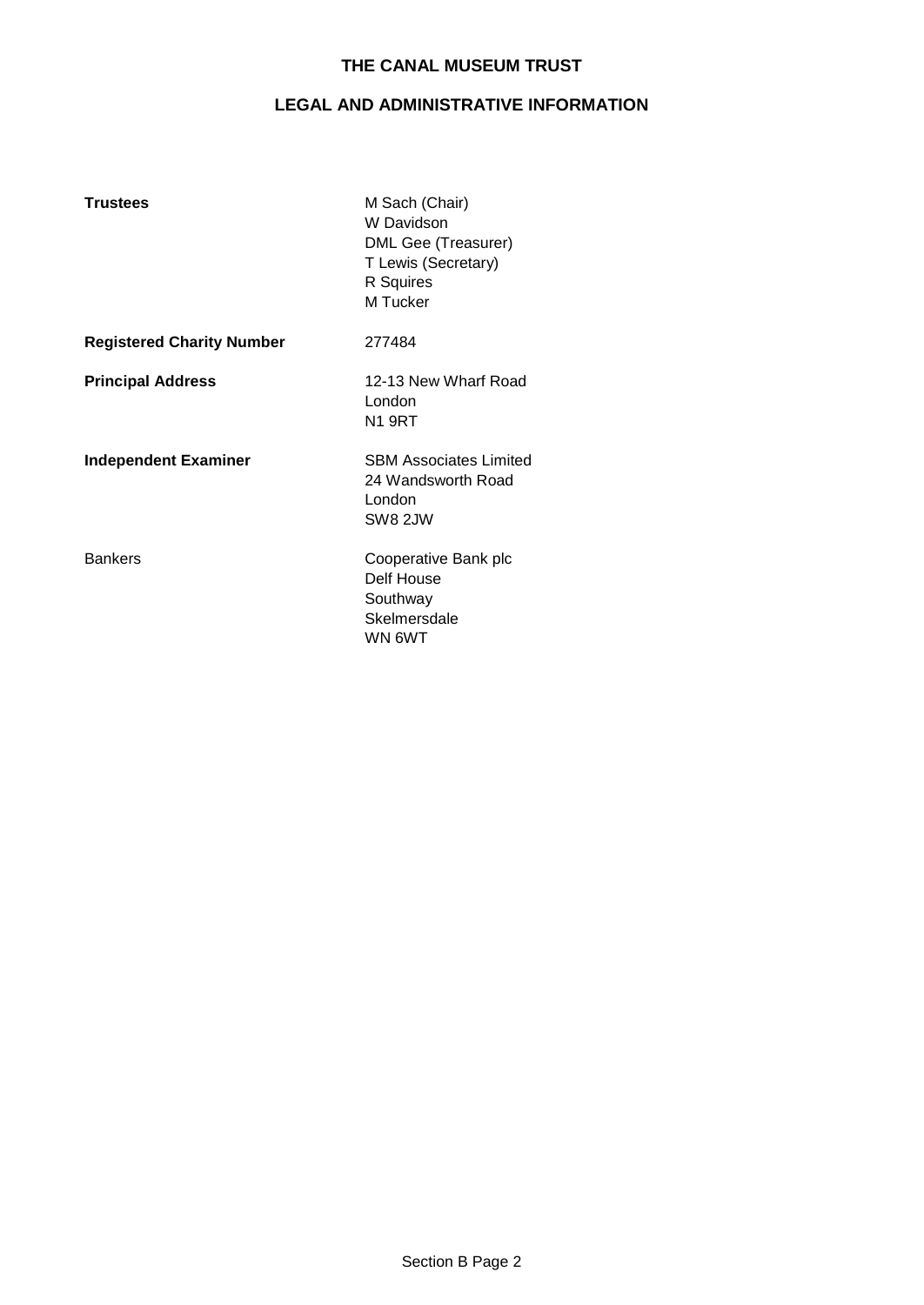# THE CANAL MUSEUM TRUST

## LEGAL AND ADMINISTRATIVE INFORMATION

| | |
|---|---|
| **Trustees** | M Sach (Chair)<br>W Davidson<br>DML Gee (Treasurer)<br>T Lewis (Secretary)<br>R Squires<br>M Tucker |
| **Registered Charity Number** | 277484 |
| **Principal Address** | 12-13 New Wharf Road<br>London<br>N1 9RT |
| **Independent Examiner** | SBM Associates Limited<br>24 Wandsworth Road<br>London<br>SW8 2JW |
| Bankers | Cooperative Bank plc<br>Delf House<br>Southway<br>Skelmersdale<br>WN 6WT |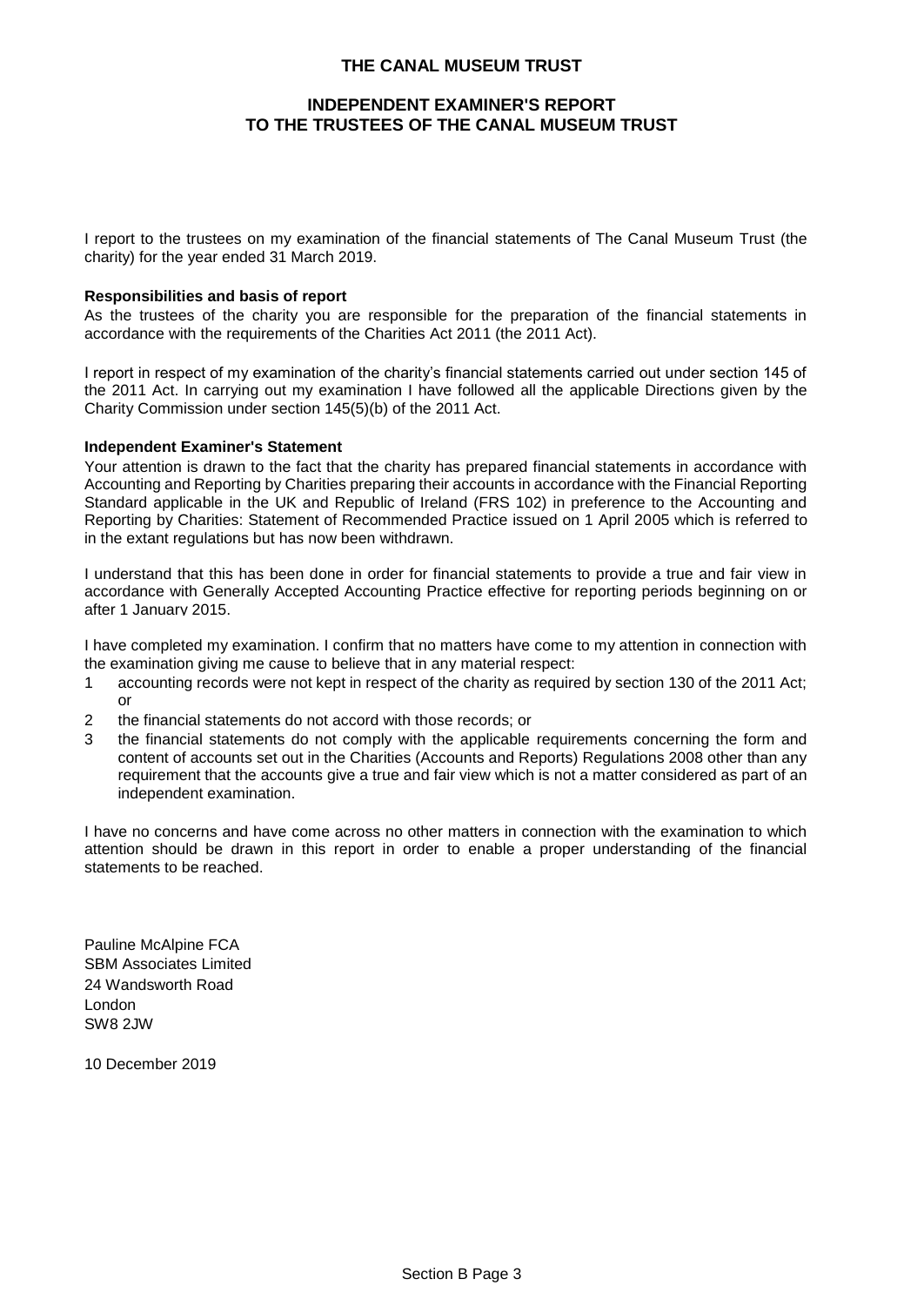# THE CANAL MUSEUM TRUST

## INDEPENDENT EXAMINER'S REPORT
## TO THE TRUSTEES OF THE CANAL MUSEUM TRUST

I report to the trustees on my examination of the financial statements of The Canal Museum Trust (the charity) for the year ended 31 March 2019.

**Responsibilities and basis of report**

As the trustees of the charity you are responsible for the preparation of the financial statements in accordance with the requirements of the Charities Act 2011 (the 2011 Act).

I report in respect of my examination of the charity's financial statements carried out under section 145 of the 2011 Act. In carrying out my examination I have followed all the applicable Directions given by the Charity Commission under section 145(5)(b) of the 2011 Act.

**Independent Examiner's Statement**

Your attention is drawn to the fact that the charity has prepared financial statements in accordance with Accounting and Reporting by Charities preparing their accounts in accordance with the Financial Reporting Standard applicable in the UK and Republic of Ireland (FRS 102) in preference to the Accounting and Reporting by Charities: Statement of Recommended Practice issued on 1 April 2005 which is referred to in the extant regulations but has now been withdrawn.

I understand that this has been done in order for financial statements to provide a true and fair view in accordance with Generally Accepted Accounting Practice effective for reporting periods beginning on or after 1 January 2015.

I have completed my examination. I confirm that no matters have come to my attention in connection with the examination giving me cause to believe that in any material respect:

1. accounting records were not kept in respect of the charity as required by section 130 of the 2011 Act; or
2. the financial statements do not accord with those records; or
3. the financial statements do not comply with the applicable requirements concerning the form and content of accounts set out in the Charities (Accounts and Reports) Regulations 2008 other than any requirement that the accounts give a true and fair view which is not a matter considered as part of an independent examination.

I have no concerns and have come across no other matters in connection with the examination to which attention should be drawn in this report in order to enable a proper understanding of the financial statements to be reached.

Pauline McAlpine FCA
SBM Associates Limited
24 Wandsworth Road
London
SW8 2JW

10 December 2019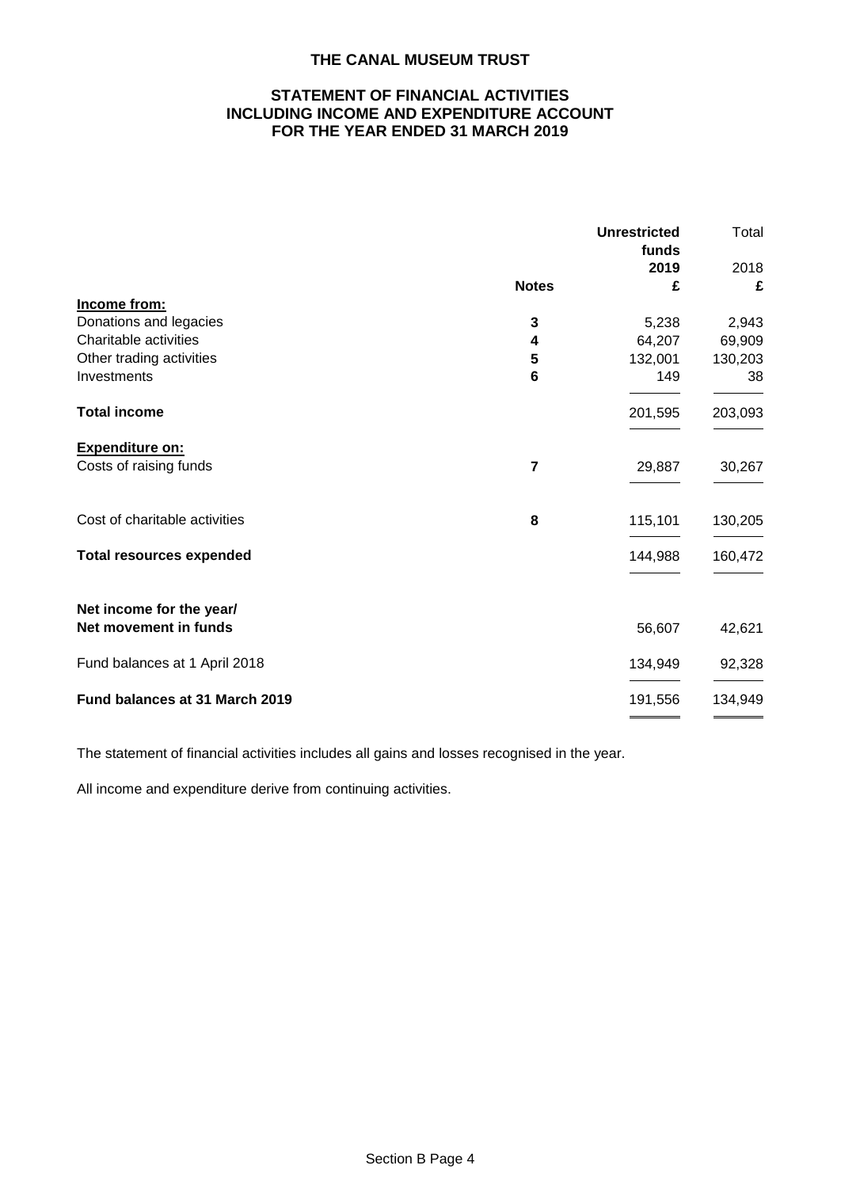# THE CANAL MUSEUM TRUST

## STATEMENT OF FINANCIAL ACTIVITIES INCLUDING INCOME AND EXPENDITURE ACCOUNT FOR THE YEAR ENDED 31 MARCH 2019

| | Notes | **Unrestricted funds 2019 £** | Total 2018 £ |
|---|---|---|---|
| **Income from:** | | | |
| Donations and legacies | **3** | 5,238 | 2,943 |
| Charitable activities | **4** | 64,207 | 69,909 |
| Other trading activities | **5** | 132,001 | 130,203 |
| Investments | **6** | 149 | 38 |
| **Total income** | | 201,595 | 203,093 |
| **Expenditure on:** | | | |
| Costs of raising funds | **7** | 29,887 | 30,267 |
| Cost of charitable activities | **8** | 115,101 | 130,205 |
| **Total resources expended** | | 144,988 | 160,472 |
| **Net income for the year/ Net movement in funds** | | 56,607 | 42,621 |
| Fund balances at 1 April 2018 | | 134,949 | 92,328 |
| **Fund balances at 31 March 2019** | | 191,556 | 134,949 |

The statement of financial activities includes all gains and losses recognised in the year.

All income and expenditure derive from continuing activities.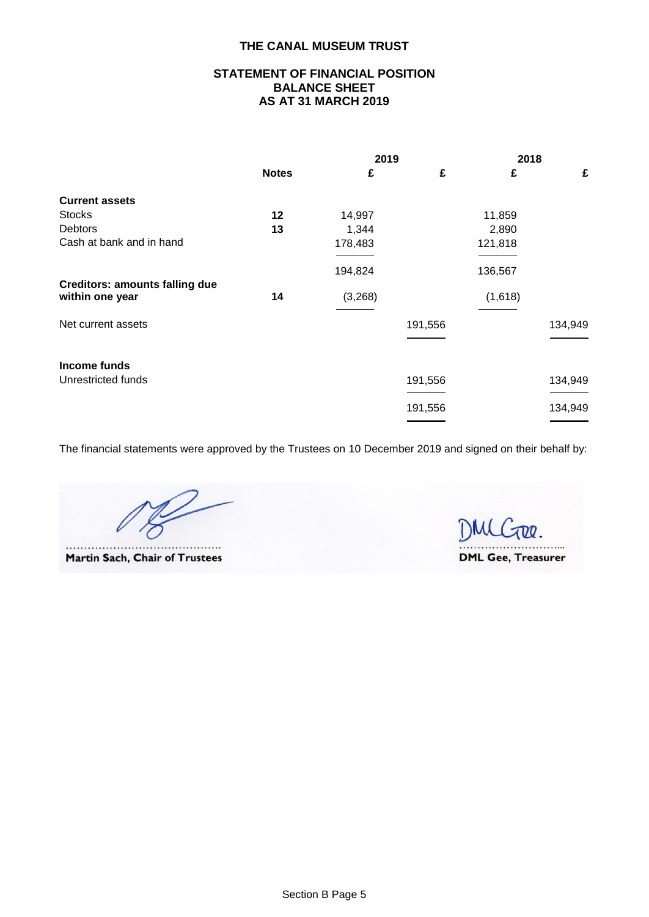# THE CANAL MUSEUM TRUST

## STATEMENT OF FINANCIAL POSITION
## BALANCE SHEET
## AS AT 31 MARCH 2019

| | Notes | 2019 £ | 2019 £ | 2018 £ | 2018 £ |
|---|---|---|---|---|---|
| **Current assets** | | | | | |
| Stocks | **12** | 14,997 | | 11,859 | |
| Debtors | **13** | 1,344 | | 2,890 | |
| Cash at bank and in hand | | 178,483 | | 121,818 | |
| | | 194,824 | | 136,567 | |
| **Creditors: amounts falling due within one year** | **14** | (3,268) | | (1,618) | |
| Net current assets | | | 191,556 | | 134,949 |
| **Income funds** | | | | | |
| Unrestricted funds | | | 191,556 | | 134,949 |
| | | | 191,556 | | 134,949 |

The financial statements were approved by the Trustees on 10 December 2019 and signed on their behalf by:

Martin Sach, Chair of Trustees

DML Gee, Treasurer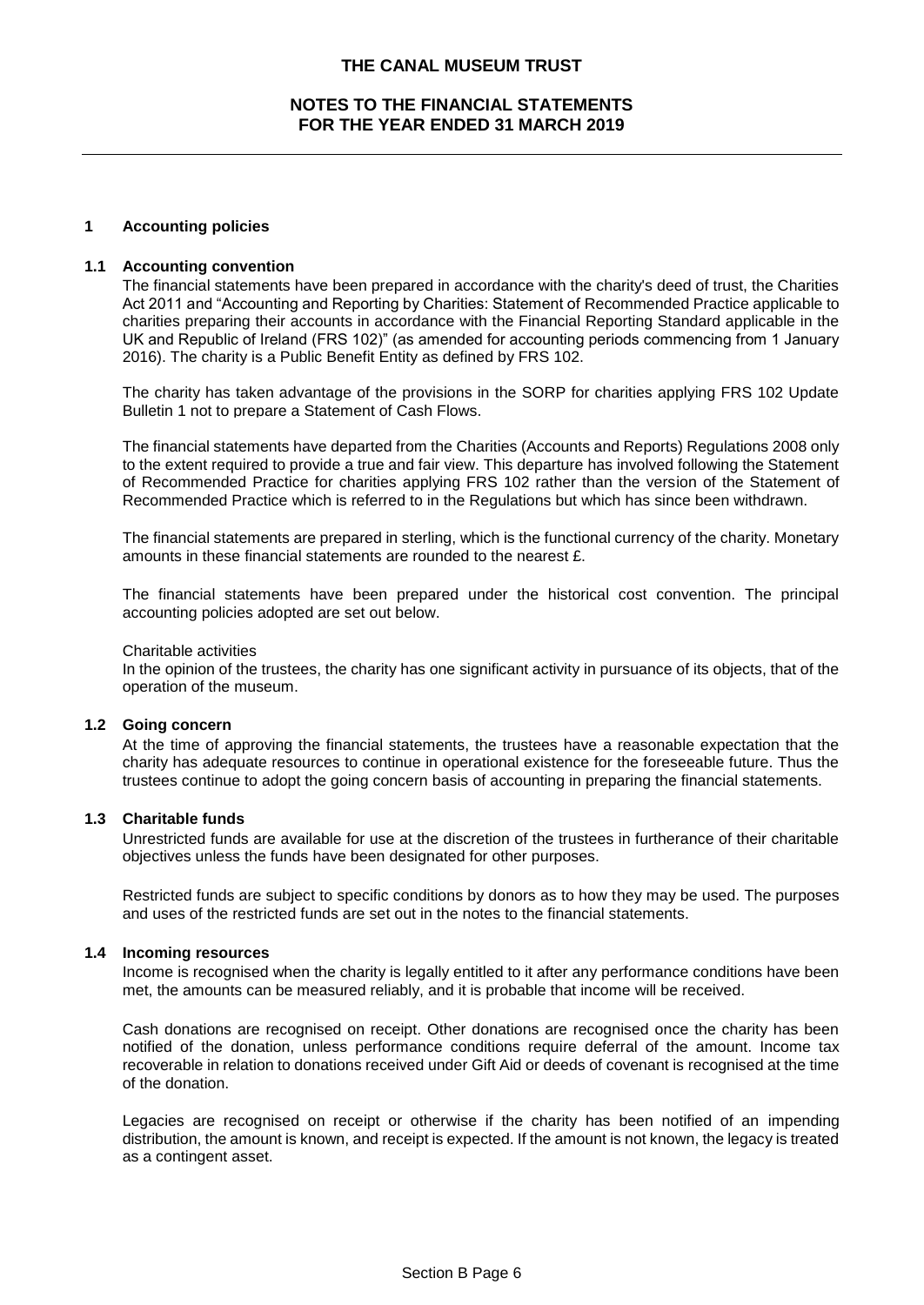# THE CANAL MUSEUM TRUST

## NOTES TO THE FINANCIAL STATEMENTS FOR THE YEAR ENDED 31 MARCH 2019

### 1 Accounting policies

#### 1.1 Accounting convention

The financial statements have been prepared in accordance with the charity's deed of trust, the Charities Act 2011 and "Accounting and Reporting by Charities: Statement of Recommended Practice applicable to charities preparing their accounts in accordance with the Financial Reporting Standard applicable in the UK and Republic of Ireland (FRS 102)" (as amended for accounting periods commencing from 1 January 2016). The charity is a Public Benefit Entity as defined by FRS 102.

The charity has taken advantage of the provisions in the SORP for charities applying FRS 102 Update Bulletin 1 not to prepare a Statement of Cash Flows.

The financial statements have departed from the Charities (Accounts and Reports) Regulations 2008 only to the extent required to provide a true and fair view. This departure has involved following the Statement of Recommended Practice for charities applying FRS 102 rather than the version of the Statement of Recommended Practice which is referred to in the Regulations but which has since been withdrawn.

The financial statements are prepared in sterling, which is the functional currency of the charity. Monetary amounts in these financial statements are rounded to the nearest £.

The financial statements have been prepared under the historical cost convention. The principal accounting policies adopted are set out below.

Charitable activities

In the opinion of the trustees, the charity has one significant activity in pursuance of its objects, that of the operation of the museum.

#### 1.2 Going concern

At the time of approving the financial statements, the trustees have a reasonable expectation that the charity has adequate resources to continue in operational existence for the foreseeable future. Thus the trustees continue to adopt the going concern basis of accounting in preparing the financial statements.

#### 1.3 Charitable funds

Unrestricted funds are available for use at the discretion of the trustees in furtherance of their charitable objectives unless the funds have been designated for other purposes.

Restricted funds are subject to specific conditions by donors as to how they may be used. The purposes and uses of the restricted funds are set out in the notes to the financial statements.

#### 1.4 Incoming resources

Income is recognised when the charity is legally entitled to it after any performance conditions have been met, the amounts can be measured reliably, and it is probable that income will be received.

Cash donations are recognised on receipt. Other donations are recognised once the charity has been notified of the donation, unless performance conditions require deferral of the amount. Income tax recoverable in relation to donations received under Gift Aid or deeds of covenant is recognised at the time of the donation.

Legacies are recognised on receipt or otherwise if the charity has been notified of an impending distribution, the amount is known, and receipt is expected. If the amount is not known, the legacy is treated as a contingent asset.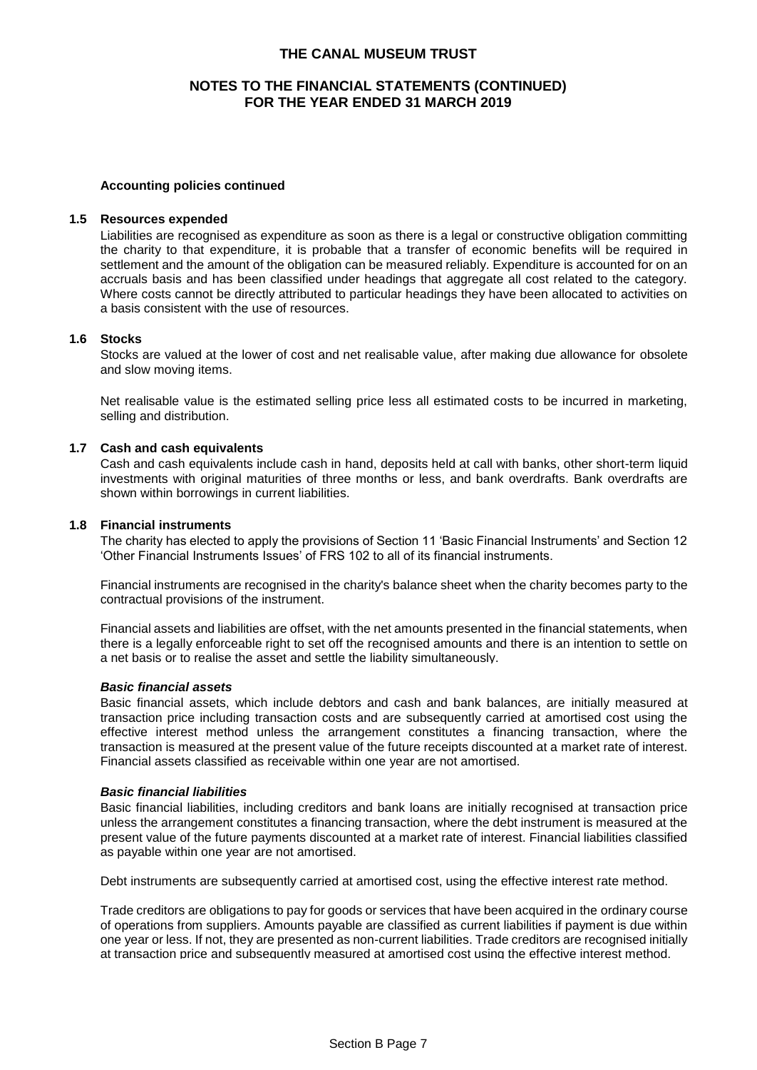**Accounting policies continued**

### 1.5 Resources expended

Liabilities are recognised as expenditure as soon as there is a legal or constructive obligation committing the charity to that expenditure, it is probable that a transfer of economic benefits will be required in settlement and the amount of the obligation can be measured reliably. Expenditure is accounted for on an accruals basis and has been classified under headings that aggregate all cost related to the category. Where costs cannot be directly attributed to particular headings they have been allocated to activities on a basis consistent with the use of resources.

### 1.6 Stocks

Stocks are valued at the lower of cost and net realisable value, after making due allowance for obsolete and slow moving items.

Net realisable value is the estimated selling price less all estimated costs to be incurred in marketing, selling and distribution.

### 1.7 Cash and cash equivalents

Cash and cash equivalents include cash in hand, deposits held at call with banks, other short-term liquid investments with original maturities of three months or less, and bank overdrafts. Bank overdrafts are shown within borrowings in current liabilities.

### 1.8 Financial instruments

The charity has elected to apply the provisions of Section 11 'Basic Financial Instruments' and Section 12 'Other Financial Instruments Issues' of FRS 102 to all of its financial instruments.

Financial instruments are recognised in the charity's balance sheet when the charity becomes party to the contractual provisions of the instrument.

Financial assets and liabilities are offset, with the net amounts presented in the financial statements, when there is a legally enforceable right to set off the recognised amounts and there is an intention to settle on a net basis or to realise the asset and settle the liability simultaneously.

***Basic financial assets***

Basic financial assets, which include debtors and cash and bank balances, are initially measured at transaction price including transaction costs and are subsequently carried at amortised cost using the effective interest method unless the arrangement constitutes a financing transaction, where the transaction is measured at the present value of the future receipts discounted at a market rate of interest. Financial assets classified as receivable within one year are not amortised.

***Basic financial liabilities***

Basic financial liabilities, including creditors and bank loans are initially recognised at transaction price unless the arrangement constitutes a financing transaction, where the debt instrument is measured at the present value of the future payments discounted at a market rate of interest. Financial liabilities classified as payable within one year are not amortised.

Debt instruments are subsequently carried at amortised cost, using the effective interest rate method.

Trade creditors are obligations to pay for goods or services that have been acquired in the ordinary course of operations from suppliers. Amounts payable are classified as current liabilities if payment is due within one year or less. If not, they are presented as non-current liabilities. Trade creditors are recognised initially at transaction price and subsequently measured at amortised cost using the effective interest method.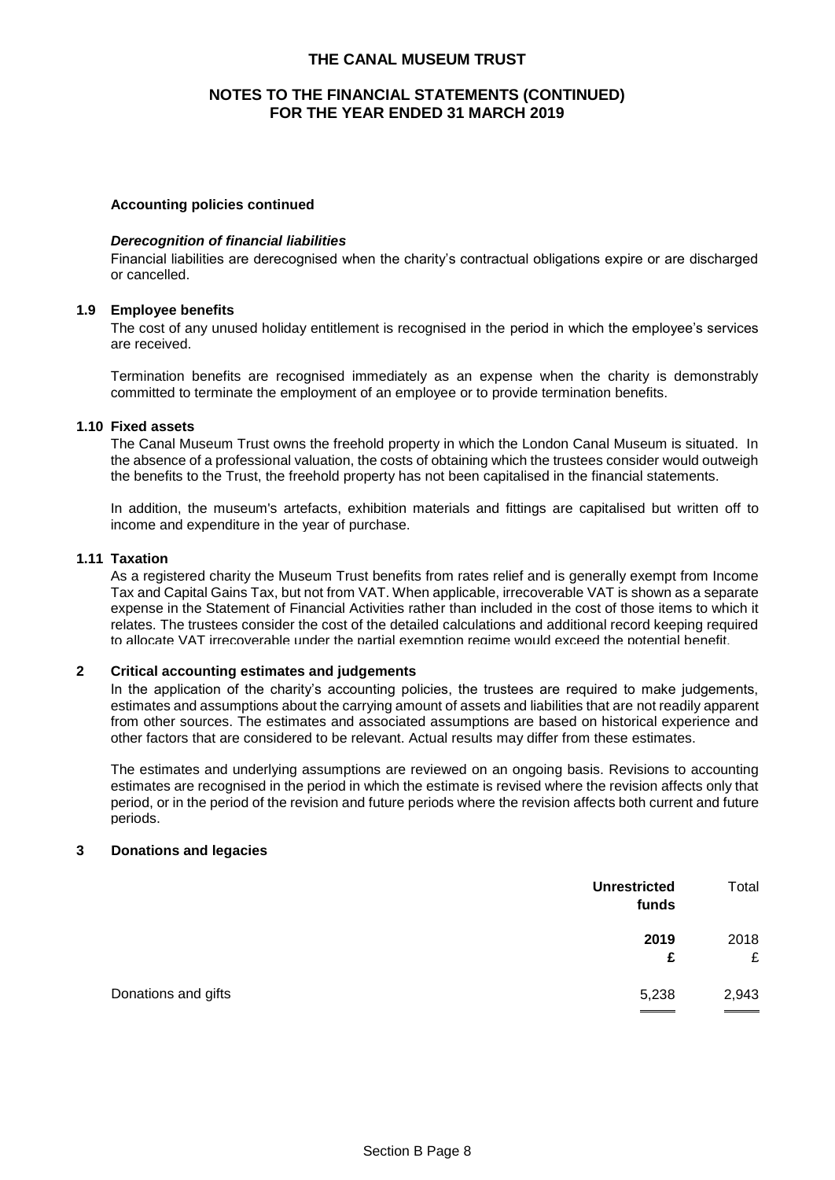### Accounting policies continued

#### *Derecognition of financial liabilities*

Financial liabilities are derecognised when the charity's contractual obligations expire or are discharged or cancelled.

### 1.9 Employee benefits

The cost of any unused holiday entitlement is recognised in the period in which the employee's services are received.

Termination benefits are recognised immediately as an expense when the charity is demonstrably committed to terminate the employment of an employee or to provide termination benefits.

### 1.10 Fixed assets

The Canal Museum Trust owns the freehold property in which the London Canal Museum is situated. In the absence of a professional valuation, the costs of obtaining which the trustees consider would outweigh the benefits to the Trust, the freehold property has not been capitalised in the financial statements.

In addition, the museum's artefacts, exhibition materials and fittings are capitalised but written off to income and expenditure in the year of purchase.

### 1.11 Taxation

As a registered charity the Museum Trust benefits from rates relief and is generally exempt from Income Tax and Capital Gains Tax, but not from VAT. When applicable, irrecoverable VAT is shown as a separate expense in the Statement of Financial Activities rather than included in the cost of those items to which it relates. The trustees consider the cost of the detailed calculations and additional record keeping required to allocate VAT irrecoverable under the partial exemption regime would exceed the potential benefit.

## 2 Critical accounting estimates and judgements

In the application of the charity's accounting policies, the trustees are required to make judgements, estimates and assumptions about the carrying amount of assets and liabilities that are not readily apparent from other sources. The estimates and associated assumptions are based on historical experience and other factors that are considered to be relevant. Actual results may differ from these estimates.

The estimates and underlying assumptions are reviewed on an ongoing basis. Revisions to accounting estimates are recognised in the period in which the estimate is revised where the revision affects only that period, or in the period of the revision and future periods where the revision affects both current and future periods.

## 3 Donations and legacies

| | **Unrestricted funds** | Total |
|---|---|---|
| | **2019** | 2018 |
| | **£** | £ |
| Donations and gifts | 5,238 | 2,943 |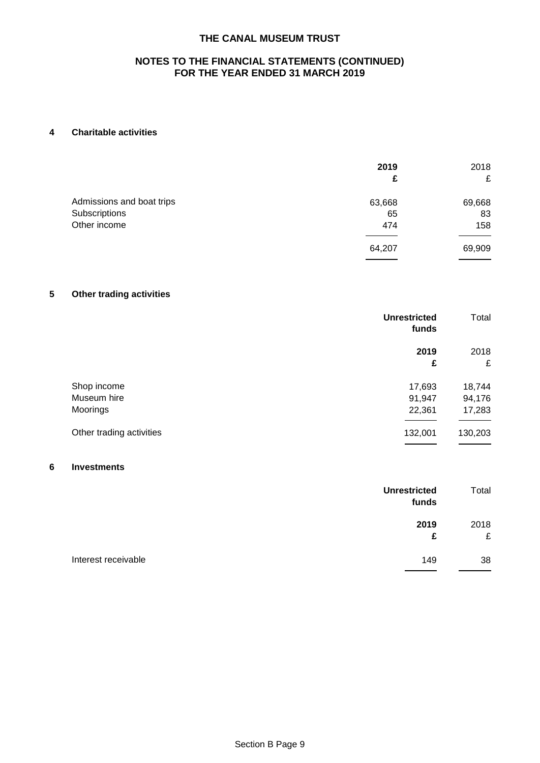# THE CANAL MUSEUM TRUST

## NOTES TO THE FINANCIAL STATEMENTS (CONTINUED)
## FOR THE YEAR ENDED 31 MARCH 2019

### 4 Charitable activities

| | **2019** **£** | 2018 £ |
|---|---|---|
| Admissions and boat trips | 63,668 | 69,668 |
| Subscriptions | 65 | 83 |
| Other income | 474 | 158 |
| | 64,207 | 69,909 |

### 5 Other trading activities

| | **Unrestricted funds** | Total |
|---|---|---|
| | **2019** **£** | 2018 £ |
| Shop income | 17,693 | 18,744 |
| Museum hire | 91,947 | 94,176 |
| Moorings | 22,361 | 17,283 |
| Other trading activities | 132,001 | 130,203 |

### 6 Investments

| | **Unrestricted funds** | Total |
|---|---|---|
| | **2019** **£** | 2018 £ |
| Interest receivable | 149 | 38 |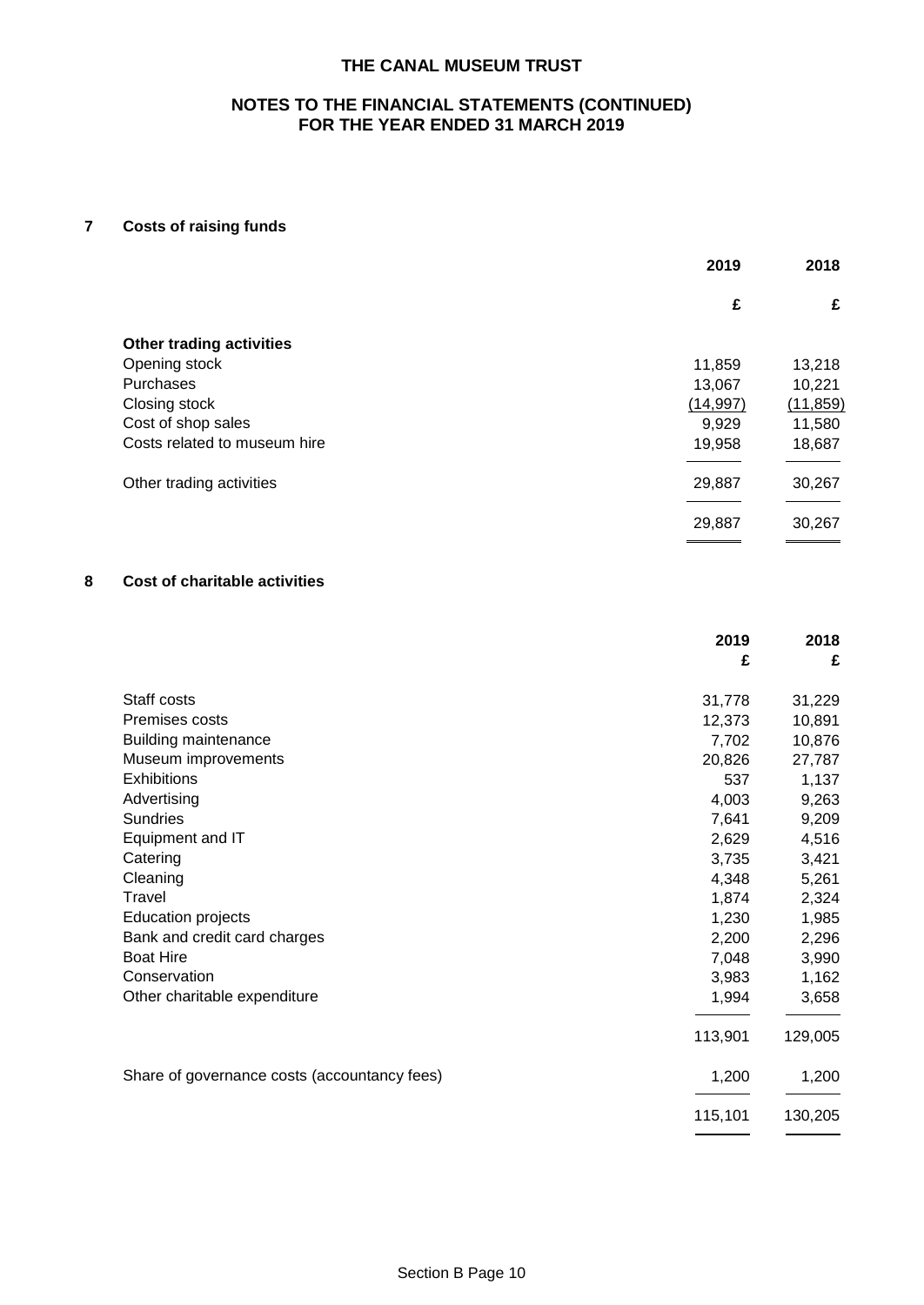## THE CANAL MUSEUM TRUST

## NOTES TO THE FINANCIAL STATEMENTS (CONTINUED) FOR THE YEAR ENDED 31 MARCH 2019

### 7 Costs of raising funds

| | 2019 | 2018 |
|---|---|---|
| | £ | £ |
| **Other trading activities** | | |
| Opening stock | 11,859 | 13,218 |
| Purchases | 13,067 | 10,221 |
| Closing stock | (14,997) | (11,859) |
| Cost of shop sales | 9,929 | 11,580 |
| Costs related to museum hire | 19,958 | 18,687 |
| Other trading activities | 29,887 | 30,267 |
| | 29,887 | 30,267 |

### 8 Cost of charitable activities

| | 2019 £ | 2018 £ |
|---|---|---|
| Staff costs | 31,778 | 31,229 |
| Premises costs | 12,373 | 10,891 |
| Building maintenance | 7,702 | 10,876 |
| Museum improvements | 20,826 | 27,787 |
| Exhibitions | 537 | 1,137 |
| Advertising | 4,003 | 9,263 |
| Sundries | 7,641 | 9,209 |
| Equipment and IT | 2,629 | 4,516 |
| Catering | 3,735 | 3,421 |
| Cleaning | 4,348 | 5,261 |
| Travel | 1,874 | 2,324 |
| Education projects | 1,230 | 1,985 |
| Bank and credit card charges | 2,200 | 2,296 |
| Boat Hire | 7,048 | 3,990 |
| Conservation | 3,983 | 1,162 |
| Other charitable expenditure | 1,994 | 3,658 |
| | 113,901 | 129,005 |
| Share of governance costs (accountancy fees) | 1,200 | 1,200 |
| | 115,101 | 130,205 |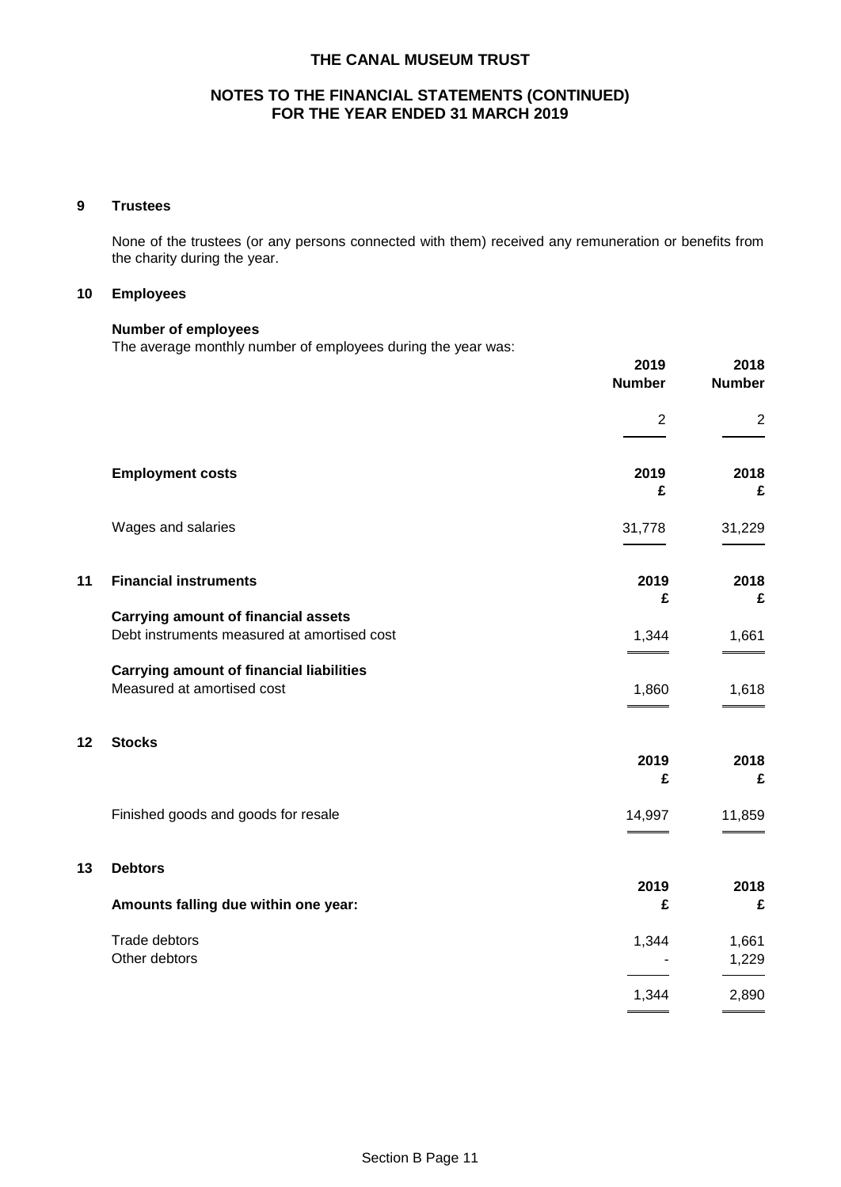# THE CANAL MUSEUM TRUST

## NOTES TO THE FINANCIAL STATEMENTS (CONTINUED) FOR THE YEAR ENDED 31 MARCH 2019

### 9 Trustees

None of the trustees (or any persons connected with them) received any remuneration or benefits from the charity during the year.

### 10 Employees

**Number of employees**

The average monthly number of employees during the year was:

| | 2019 Number | 2018 Number |
|---|---|---|
| | 2 | 2 |

| **Employment costs** | 2019 £ | 2018 £ |
|---|---|---|
| Wages and salaries | 31,778 | 31,229 |

### 11 Financial instruments

| | 2019 £ | 2018 £ |
|---|---|---|
| **Carrying amount of financial assets** | | |
| Debt instruments measured at amortised cost | 1,344 | 1,661 |
| **Carrying amount of financial liabilities** | | |
| Measured at amortised cost | 1,860 | 1,618 |

### 12 Stocks

| | 2019 £ | 2018 £ |
|---|---|---|
| Finished goods and goods for resale | 14,997 | 11,859 |

### 13 Debtors

| **Amounts falling due within one year:** | 2019 £ | 2018 £ |
|---|---|---|
| Trade debtors | 1,344 | 1,661 |
| Other debtors | - | 1,229 |
| | 1,344 | 2,890 |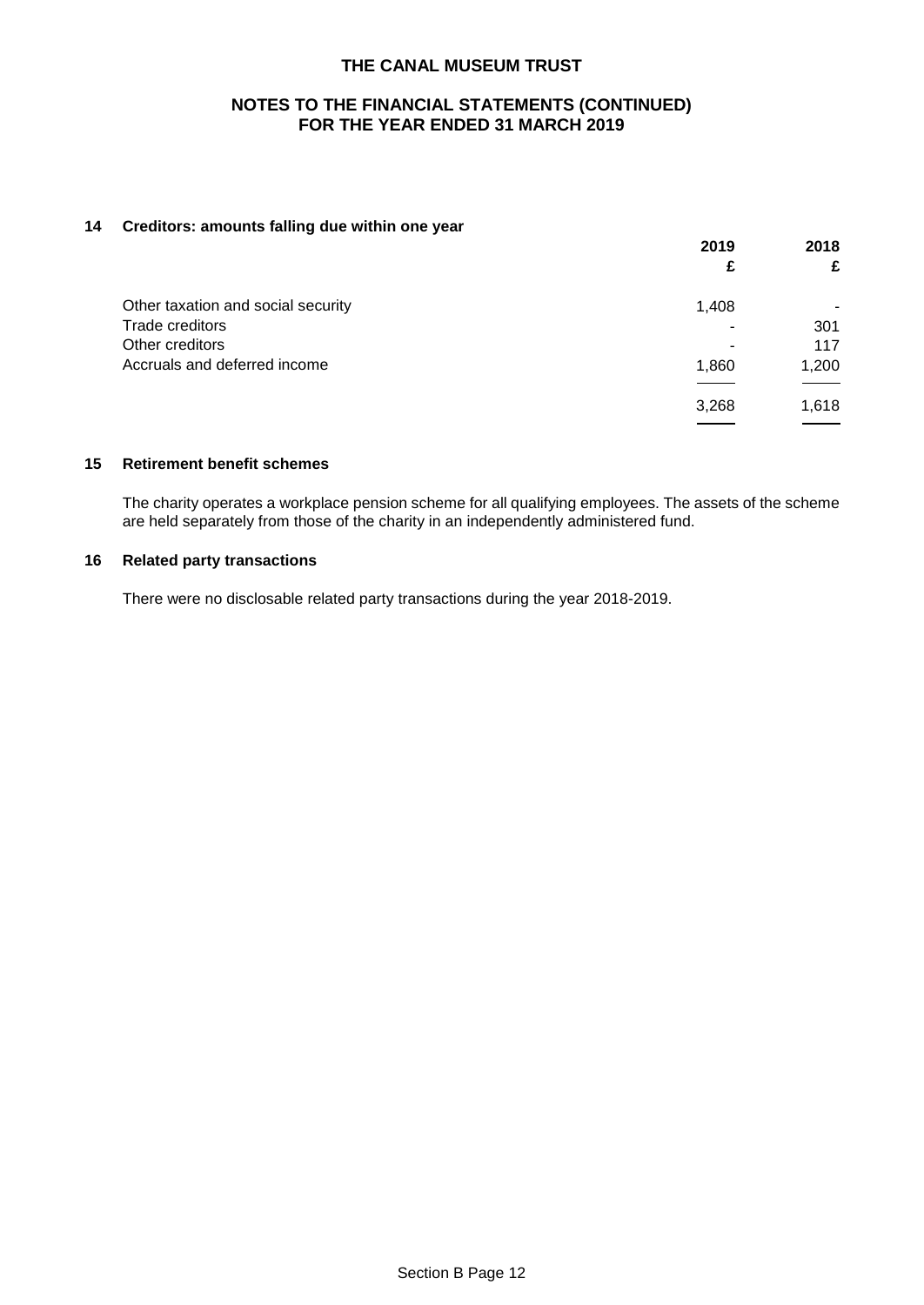# THE CANAL MUSEUM TRUST

## NOTES TO THE FINANCIAL STATEMENTS (CONTINUED) FOR THE YEAR ENDED 31 MARCH 2019

### 14 Creditors: amounts falling due within one year

| | 2019 | 2018 |
|---|---|---|
| | £ | £ |
| Other taxation and social security | 1,408 | - |
| Trade creditors | - | 301 |
| Other creditors | - | 117 |
| Accruals and deferred income | 1,860 | 1,200 |
| | 3,268 | 1,618 |

### 15 Retirement benefit schemes

The charity operates a workplace pension scheme for all qualifying employees. The assets of the scheme are held separately from those of the charity in an independently administered fund.

### 16 Related party transactions

There were no disclosable related party transactions during the year 2018-2019.